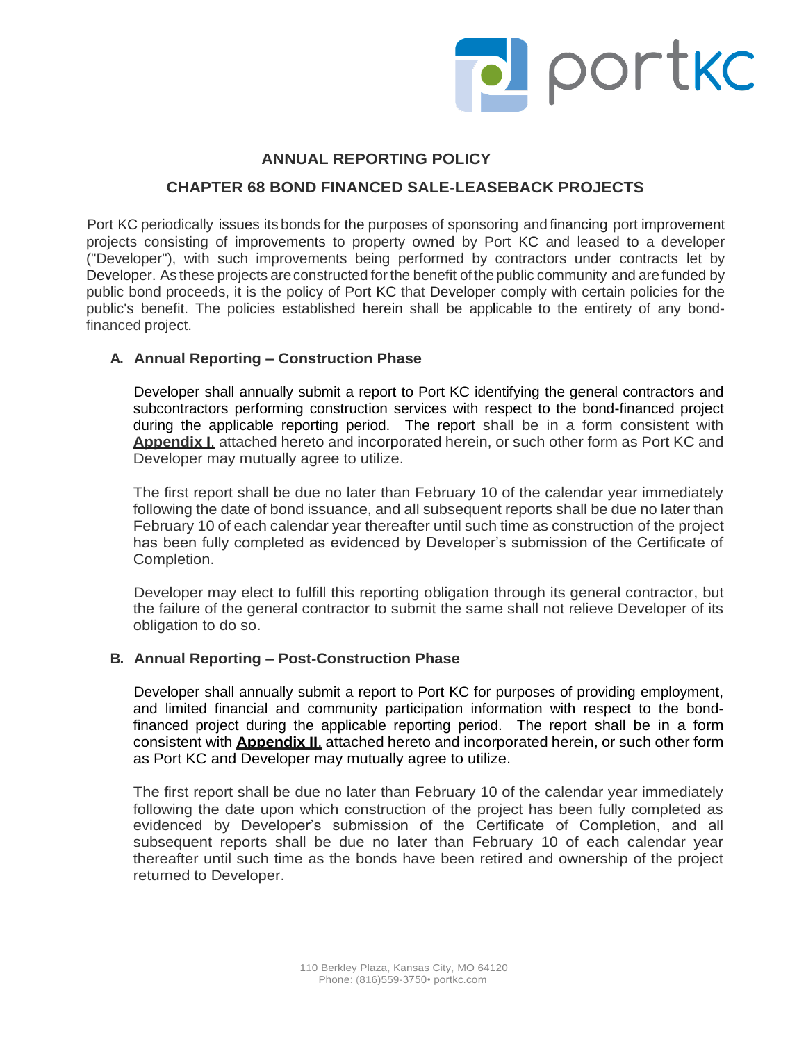# ANNUAL REPORTING POLICY

## CHAPTER 68 BOND FINANCED SALE-LEASEBACK PROJECTS

Port KC periodically issues its bonds for the purposes of sponsoring and financing port improvement projects consisting of improvements to property owned by Port KC and leased to a developer ("Developer"), with such improvements being performed by contractors under contracts let by Developer. As these projects are constructed for the benefit of the public community and are funded by public bond proceeds, it is the policy of Port KC that Developer comply with certain policies for the public's benefit. The policies established herein shall be applicable to the entirety of any bond-financed project.

### A. Annual Reporting – Construction Phase

Developer shall annually submit a report to Port KC identifying the general contractors and subcontractors performing construction services with respect to the bond-financed project during the applicable reporting period. The report shall be in a form consistent with **Appendix I**, attached hereto and incorporated herein, or such other form as Port KC and Developer may mutually agree to utilize.

The first report shall be due no later than February 10 of the calendar year immediately following the date of bond issuance, and all subsequent reports shall be due no later than February 10 of each calendar year thereafter until such time as construction of the project has been fully completed as evidenced by Developer's submission of the Certificate of Completion.

Developer may elect to fulfill this reporting obligation through its general contractor, but the failure of the general contractor to submit the same shall not relieve Developer of its obligation to do so.

### B. Annual Reporting – Post-Construction Phase

Developer shall annually submit a report to Port KC for purposes of providing employment, and limited financial and community participation information with respect to the bond-financed project during the applicable reporting period. The report shall be in a form consistent with **Appendix II**, attached hereto and incorporated herein, or such other form as Port KC and Developer may mutually agree to utilize.

The first report shall be due no later than February 10 of the calendar year immediately following the date upon which construction of the project has been fully completed as evidenced by Developer's submission of the Certificate of Completion, and all subsequent reports shall be due no later than February 10 of each calendar year thereafter until such time as the bonds have been retired and ownership of the project returned to Developer.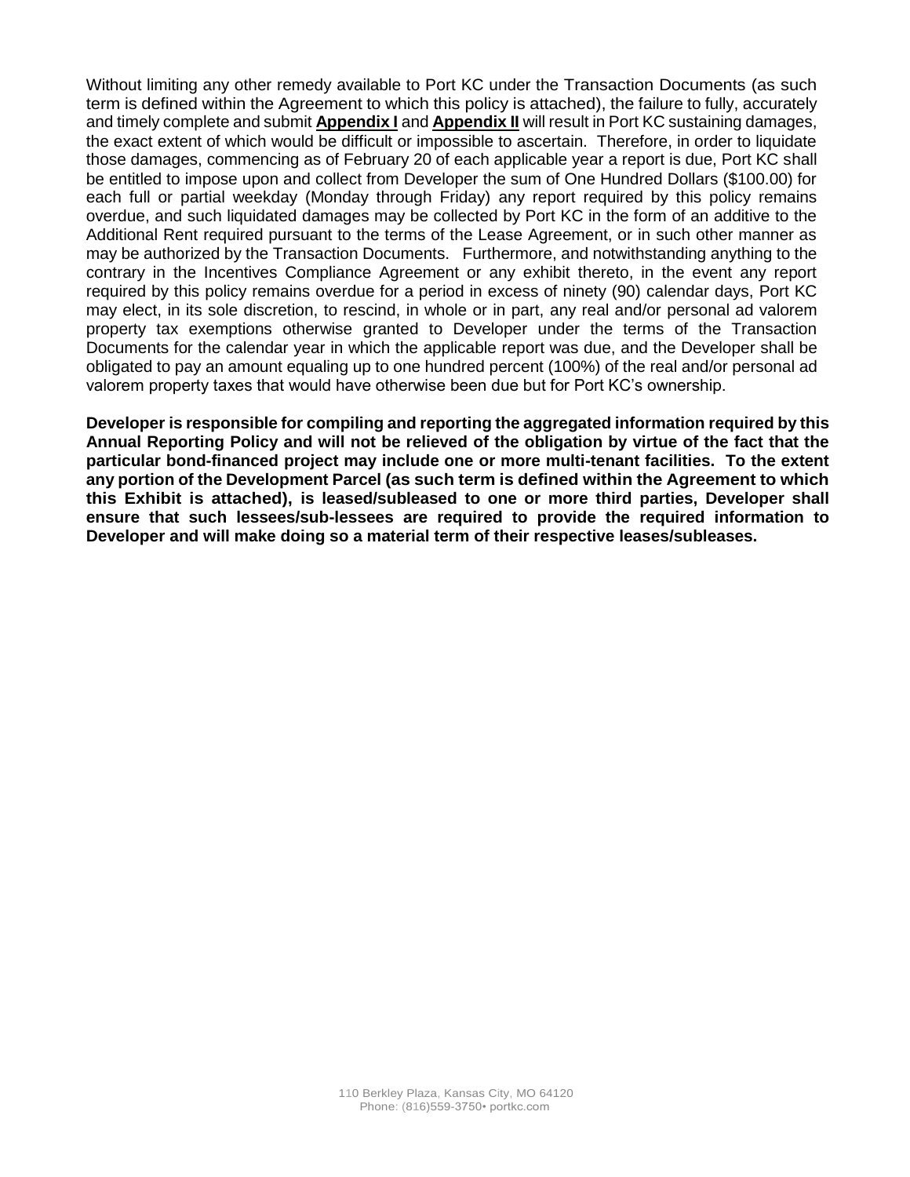Without limiting any other remedy available to Port KC under the Transaction Documents (as such term is defined within the Agreement to which this policy is attached), the failure to fully, accurately and timely complete and submit **Appendix I** and **Appendix II** will result in Port KC sustaining damages, the exact extent of which would be difficult or impossible to ascertain. Therefore, in order to liquidate those damages, commencing as of February 20 of each applicable year a report is due, Port KC shall be entitled to impose upon and collect from Developer the sum of One Hundred Dollars ($100.00) for each full or partial weekday (Monday through Friday) any report required by this policy remains overdue, and such liquidated damages may be collected by Port KC in the form of an additive to the Additional Rent required pursuant to the terms of the Lease Agreement, or in such other manner as may be authorized by the Transaction Documents. Furthermore, and notwithstanding anything to the contrary in the Incentives Compliance Agreement or any exhibit thereto, in the event any report required by this policy remains overdue for a period in excess of ninety (90) calendar days, Port KC may elect, in its sole discretion, to rescind, in whole or in part, any real and/or personal ad valorem property tax exemptions otherwise granted to Developer under the terms of the Transaction Documents for the calendar year in which the applicable report was due, and the Developer shall be obligated to pay an amount equaling up to one hundred percent (100%) of the real and/or personal ad valorem property taxes that would have otherwise been due but for Port KC's ownership.

**Developer is responsible for compiling and reporting the aggregated information required by this Annual Reporting Policy and will not be relieved of the obligation by virtue of the fact that the particular bond-financed project may include one or more multi-tenant facilities. To the extent any portion of the Development Parcel (as such term is defined within the Agreement to which this Exhibit is attached), is leased/subleased to one or more third parties, Developer shall ensure that such lessees/sub-lessees are required to provide the required information to Developer and will make doing so a material term of their respective leases/subleases.**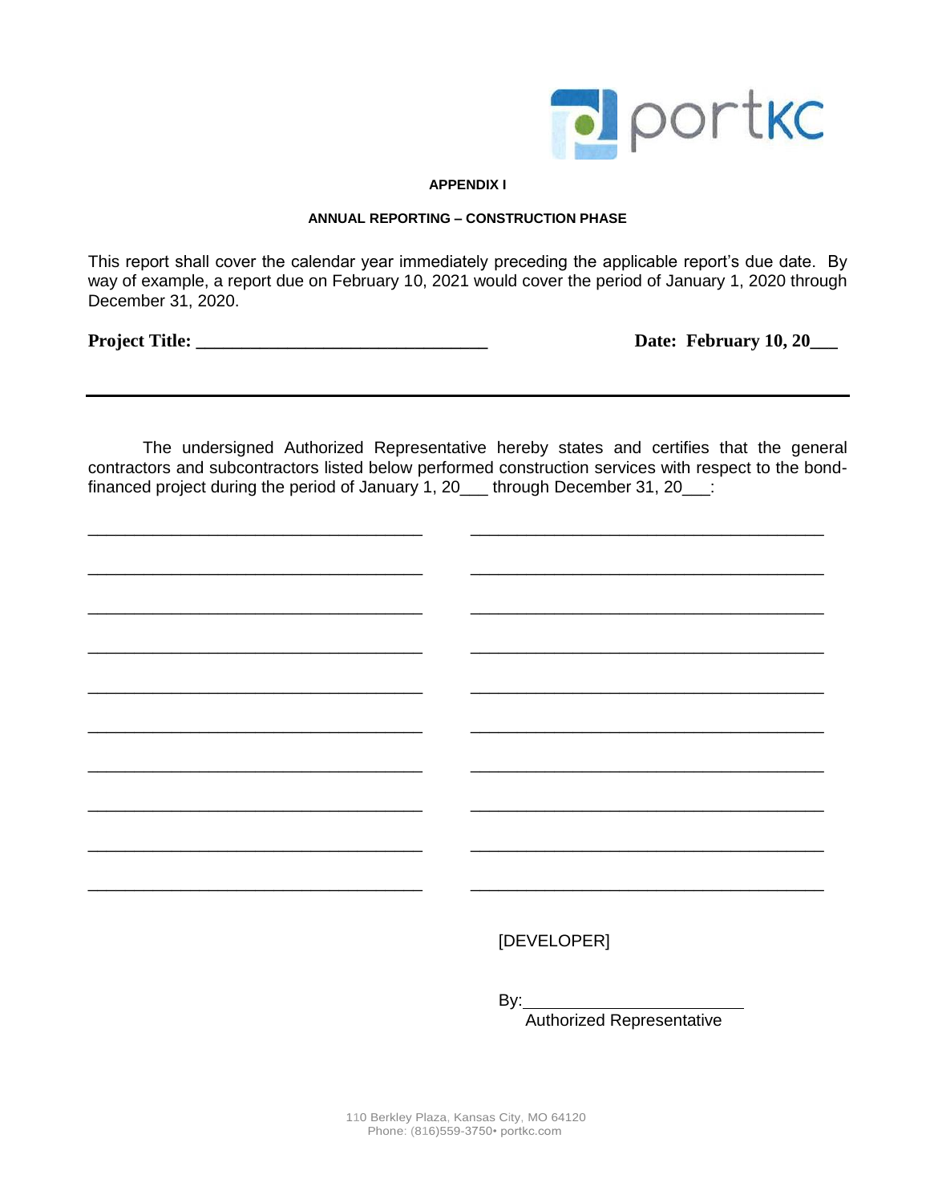**APPENDIX I**

**ANNUAL REPORTING – CONSTRUCTION PHASE**

This report shall cover the calendar year immediately preceding the applicable report's due date. By way of example, a report due on February 10, 2021 would cover the period of January 1, 2020 through December 31, 2020.

**Project Title: ________________________________** **Date: February 10, 20___**

---

The undersigned Authorized Representative hereby states and certifies that the general contractors and subcontractors listed below performed construction services with respect to the bond-financed project during the period of January 1, 20___ through December 31, 20___:

_____________________________________ _______________________________________

_____________________________________ _______________________________________

_____________________________________ _______________________________________

_____________________________________ _______________________________________

_____________________________________ _______________________________________

_____________________________________ _______________________________________

_____________________________________ _______________________________________

_____________________________________ _______________________________________

_____________________________________ _______________________________________

_____________________________________ _______________________________________

[DEVELOPER]

By:________________________
Authorized Representative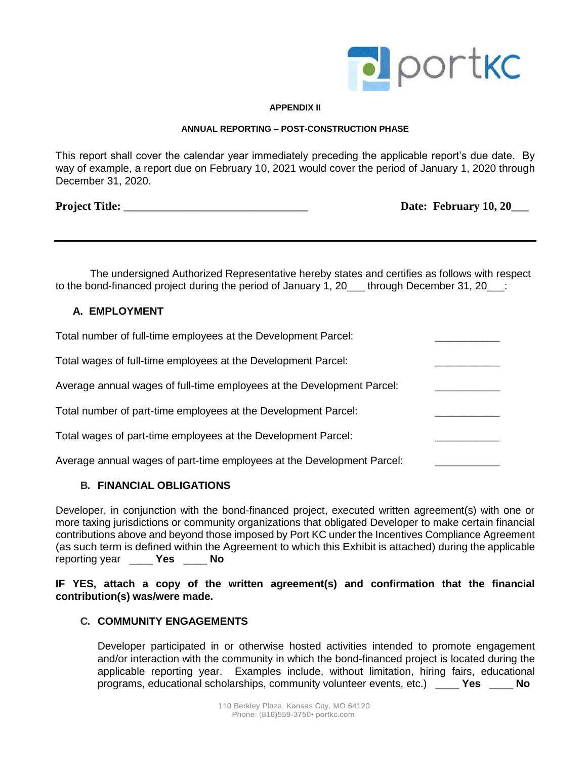**APPENDIX II**

**ANNUAL REPORTING – POST-CONSTRUCTION PHASE**

This report shall cover the calendar year immediately preceding the applicable report's due date. By way of example, a report due on February 10, 2021 would cover the period of January 1, 2020 through December 31, 2020.

**Project Title: ________________________________** **Date: February 10, 20___**

---

The undersigned Authorized Representative hereby states and certifies as follows with respect to the bond-financed project during the period of January 1, 20___ through December 31, 20___:

## A. EMPLOYMENT

Total number of full-time employees at the Development Parcel: ___________

Total wages of full-time employees at the Development Parcel: ___________

Average annual wages of full-time employees at the Development Parcel: ___________

Total number of part-time employees at the Development Parcel: ___________

Total wages of part-time employees at the Development Parcel: ___________

Average annual wages of part-time employees at the Development Parcel: ___________

## B. FINANCIAL OBLIGATIONS

Developer, in conjunction with the bond-financed project, executed written agreement(s) with one or more taxing jurisdictions or community organizations that obligated Developer to make certain financial contributions above and beyond those imposed by Port KC under the Incentives Compliance Agreement (as such term is defined within the Agreement to which this Exhibit is attached) during the applicable reporting year ____ **Yes** ____ **No**

**IF YES, attach a copy of the written agreement(s) and confirmation that the financial contribution(s) was/were made.**

## C. COMMUNITY ENGAGEMENTS

Developer participated in or otherwise hosted activities intended to promote engagement and/or interaction with the community in which the bond-financed project is located during the applicable reporting year. Examples include, without limitation, hiring fairs, educational programs, educational scholarships, community volunteer events, etc.) ____ **Yes** ____ **No**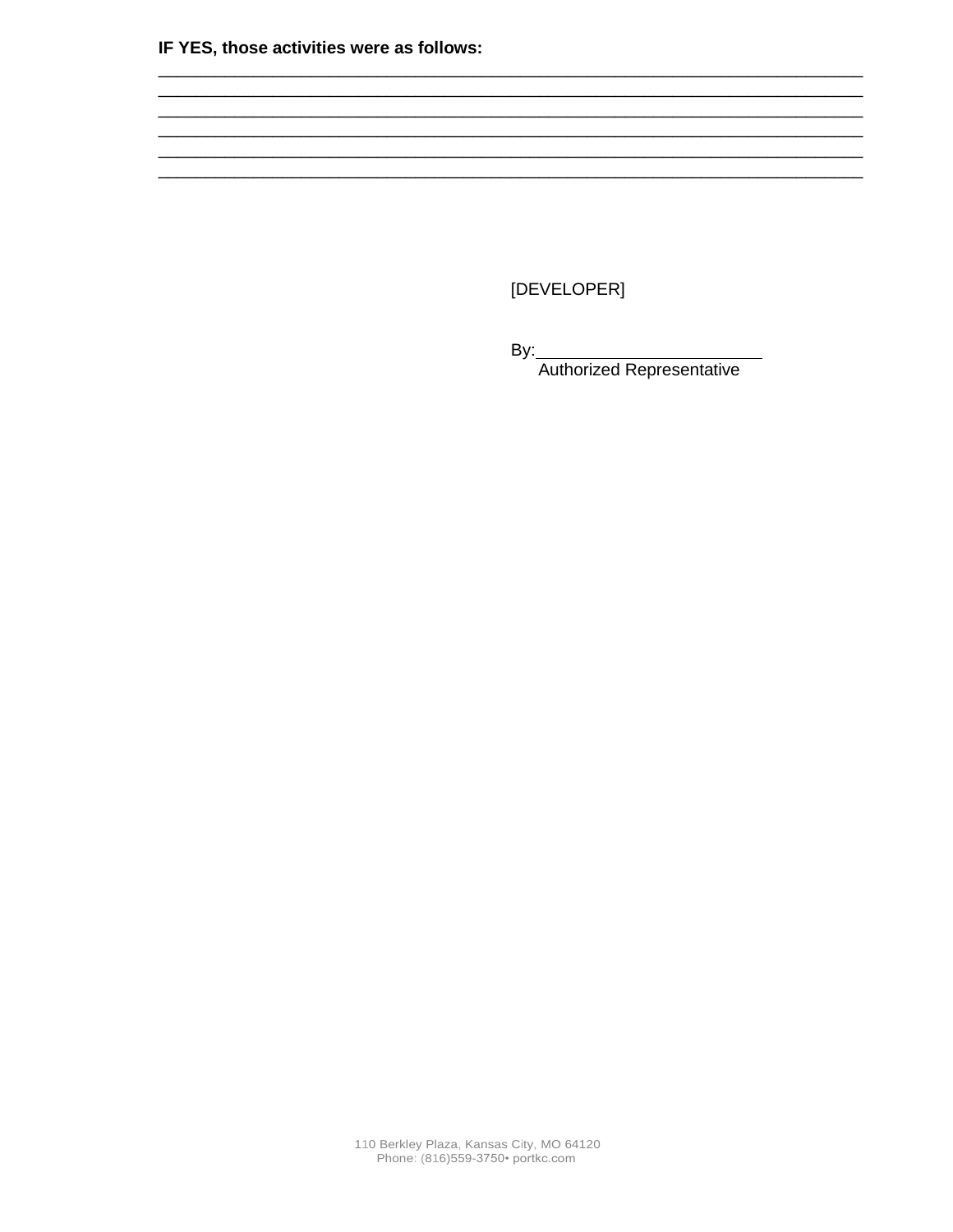**IF YES, those activities were as follows:**

______________________________________________________________________________
______________________________________________________________________________
______________________________________________________________________________
______________________________________________________________________________
______________________________________________________________________________
______________________________________________________________________________

[DEVELOPER]

By:_______________________
Authorized Representative

110 Berkley Plaza, Kansas City, MO 64120
Phone: (816)559-3750• portkc.com